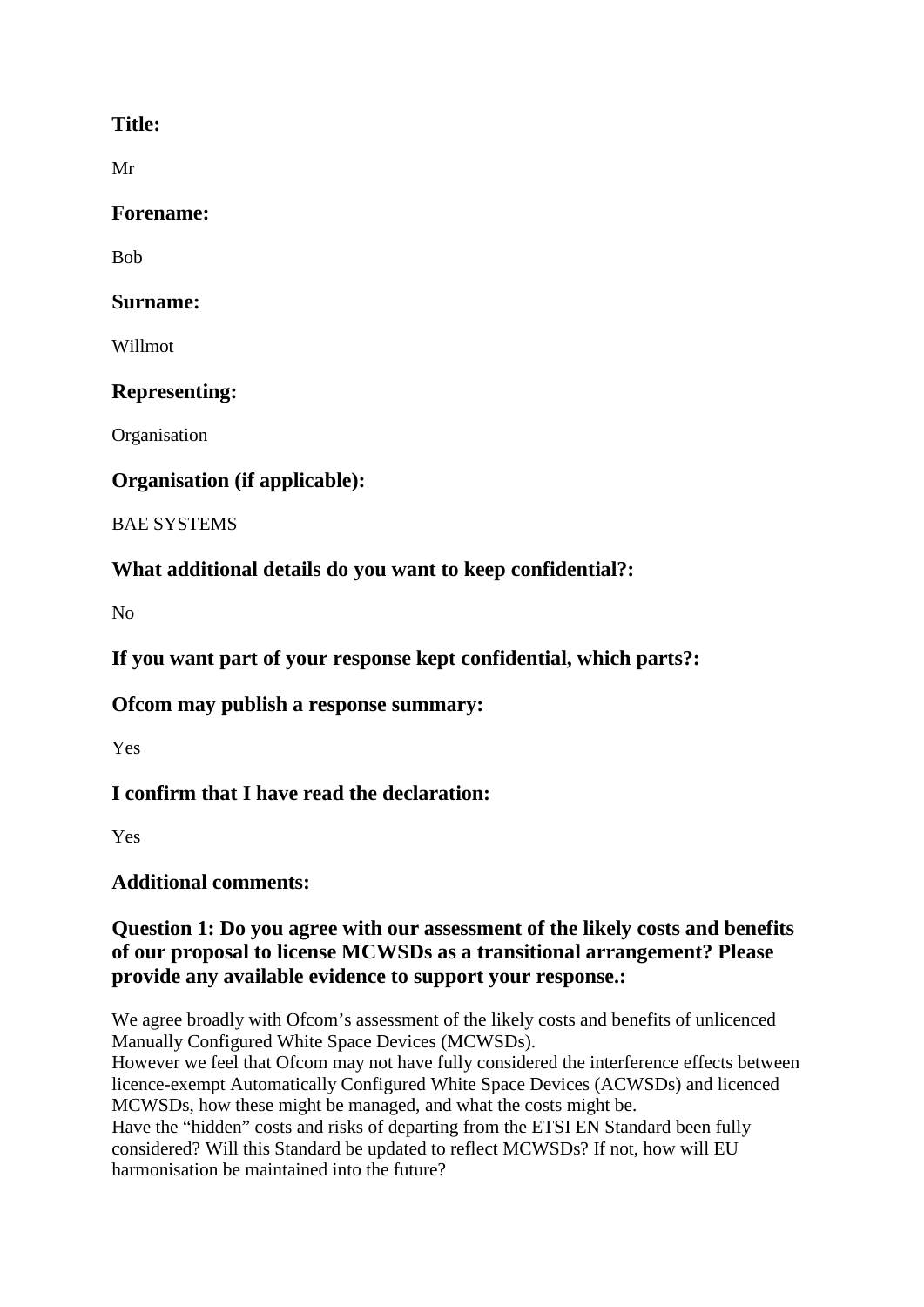**Title:**

Mr

**Forename:**

Bob

**Surname:**

Willmot

**Representing:**

Organisation

**Organisation (if applicable):**

BAE SYSTEMS

**What additional details do you want to keep confidential?:**

No

**If you want part of your response kept confidential, which parts?:**

**Ofcom may publish a response summary:**

Yes

**I confirm that I have read the declaration:**

Yes

**Additional comments:**

**Question 1: Do you agree with our assessment of the likely costs and benefits of our proposal to license MCWSDs as a transitional arrangement? Please provide any available evidence to support your response.:**

We agree broadly with Ofcom's assessment of the likely costs and benefits of unlicenced Manually Configured White Space Devices (MCWSDs).
However we feel that Ofcom may not have fully considered the interference effects between licence-exempt Automatically Configured White Space Devices (ACWSDs) and licenced MCWSDs, how these might be managed, and what the costs might be.
Have the "hidden" costs and risks of departing from the ETSI EN Standard been fully considered? Will this Standard be updated to reflect MCWSDs? If not, how will EU harmonisation be maintained into the future?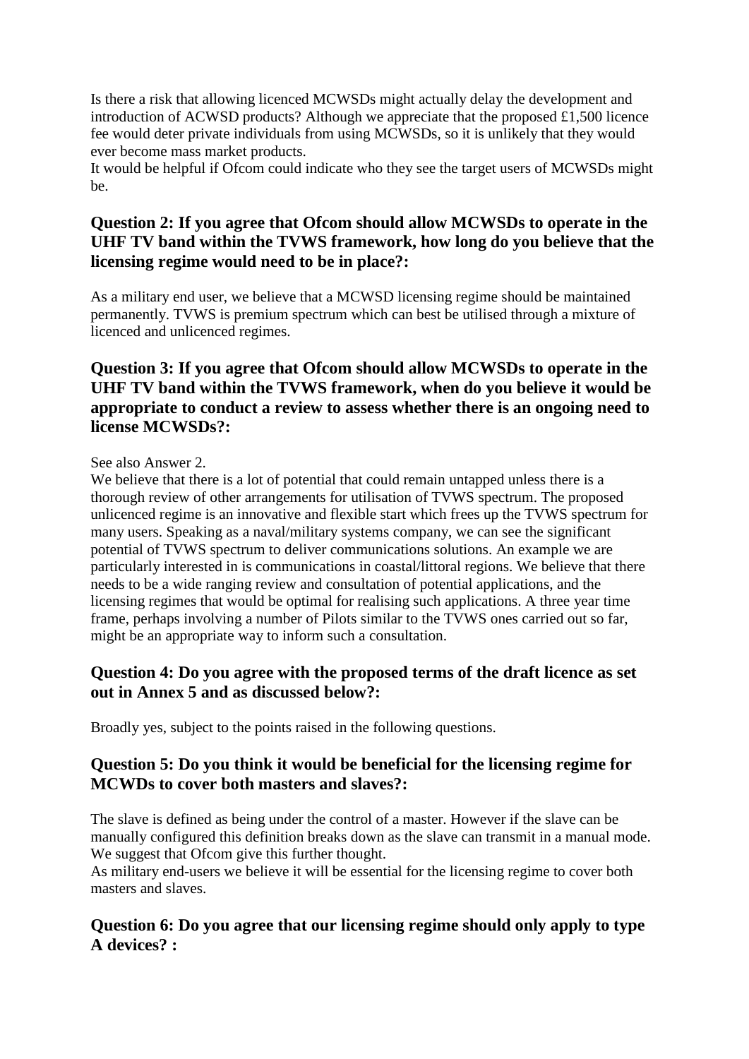Is there a risk that allowing licenced MCWSDs might actually delay the development and introduction of ACWSD products? Although we appreciate that the proposed £1,500 licence fee would deter private individuals from using MCWSDs, so it is unlikely that they would ever become mass market products.
It would be helpful if Ofcom could indicate who they see the target users of MCWSDs might be.

### Question 2: If you agree that Ofcom should allow MCWSDs to operate in the UHF TV band within the TVWS framework, how long do you believe that the licensing regime would need to be in place?:

As a military end user, we believe that a MCWSD licensing regime should be maintained permanently. TVWS is premium spectrum which can best be utilised through a mixture of licenced and unlicenced regimes.

### Question 3: If you agree that Ofcom should allow MCWSDs to operate in the UHF TV band within the TVWS framework, when do you believe it would be appropriate to conduct a review to assess whether there is an ongoing need to license MCWSDs?:

See also Answer 2.
We believe that there is a lot of potential that could remain untapped unless there is a thorough review of other arrangements for utilisation of TVWS spectrum. The proposed unlicenced regime is an innovative and flexible start which frees up the TVWS spectrum for many users. Speaking as a naval/military systems company, we can see the significant potential of TVWS spectrum to deliver communications solutions. An example we are particularly interested in is communications in coastal/littoral regions. We believe that there needs to be a wide ranging review and consultation of potential applications, and the licensing regimes that would be optimal for realising such applications. A three year time frame, perhaps involving a number of Pilots similar to the TVWS ones carried out so far, might be an appropriate way to inform such a consultation.

### Question 4: Do you agree with the proposed terms of the draft licence as set out in Annex 5 and as discussed below?:

Broadly yes, subject to the points raised in the following questions.

### Question 5: Do you think it would be beneficial for the licensing regime for MCWDs to cover both masters and slaves?:

The slave is defined as being under the control of a master. However if the slave can be manually configured this definition breaks down as the slave can transmit in a manual mode. We suggest that Ofcom give this further thought.
As military end-users we believe it will be essential for the licensing regime to cover both masters and slaves.

### Question 6: Do you agree that our licensing regime should only apply to type A devices? :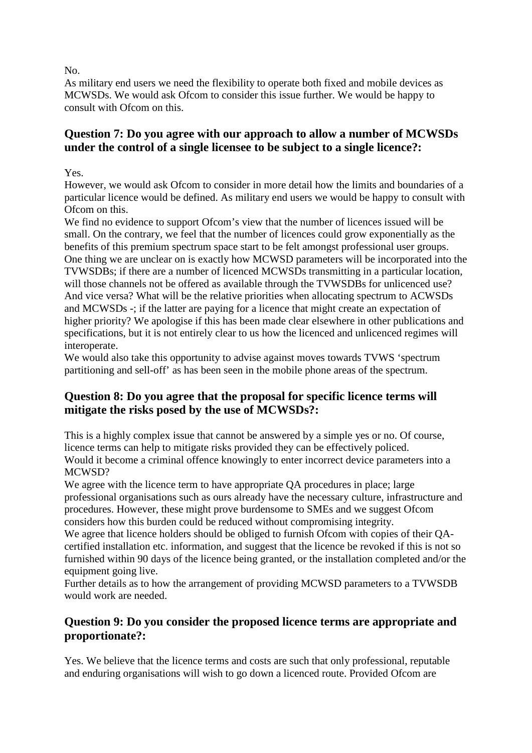No.
As military end users we need the flexibility to operate both fixed and mobile devices as MCWSDs. We would ask Ofcom to consider this issue further. We would be happy to consult with Ofcom on this.

### Question 7: Do you agree with our approach to allow a number of MCWSDs under the control of a single licensee to be subject to a single licence?:

Yes.
However, we would ask Ofcom to consider in more detail how the limits and boundaries of a particular licence would be defined. As military end users we would be happy to consult with Ofcom on this.
We find no evidence to support Ofcom's view that the number of licences issued will be small. On the contrary, we feel that the number of licences could grow exponentially as the benefits of this premium spectrum space start to be felt amongst professional user groups.
One thing we are unclear on is exactly how MCWSD parameters will be incorporated into the TVWSDBs; if there are a number of licenced MCWSDs transmitting in a particular location, will those channels not be offered as available through the TVWSDBs for unlicenced use? And vice versa? What will be the relative priorities when allocating spectrum to ACWSDs and MCWSDs -; if the latter are paying for a licence that might create an expectation of higher priority? We apologise if this has been made clear elsewhere in other publications and specifications, but it is not entirely clear to us how the licenced and unlicenced regimes will interoperate.
We would also take this opportunity to advise against moves towards TVWS 'spectrum partitioning and sell-off' as has been seen in the mobile phone areas of the spectrum.

### Question 8: Do you agree that the proposal for specific licence terms will mitigate the risks posed by the use of MCWSDs?:

This is a highly complex issue that cannot be answered by a simple yes or no. Of course, licence terms can help to mitigate risks provided they can be effectively policed.
Would it become a criminal offence knowingly to enter incorrect device parameters into a MCWSD?
We agree with the licence term to have appropriate QA procedures in place; large professional organisations such as ours already have the necessary culture, infrastructure and procedures. However, these might prove burdensome to SMEs and we suggest Ofcom considers how this burden could be reduced without compromising integrity.
We agree that licence holders should be obliged to furnish Ofcom with copies of their QA-certified installation etc. information, and suggest that the licence be revoked if this is not so furnished within 90 days of the licence being granted, or the installation completed and/or the equipment going live.
Further details as to how the arrangement of providing MCWSD parameters to a TVWSDB would work are needed.

### Question 9: Do you consider the proposed licence terms are appropriate and proportionate?:

Yes. We believe that the licence terms and costs are such that only professional, reputable and enduring organisations will wish to go down a licenced route. Provided Ofcom are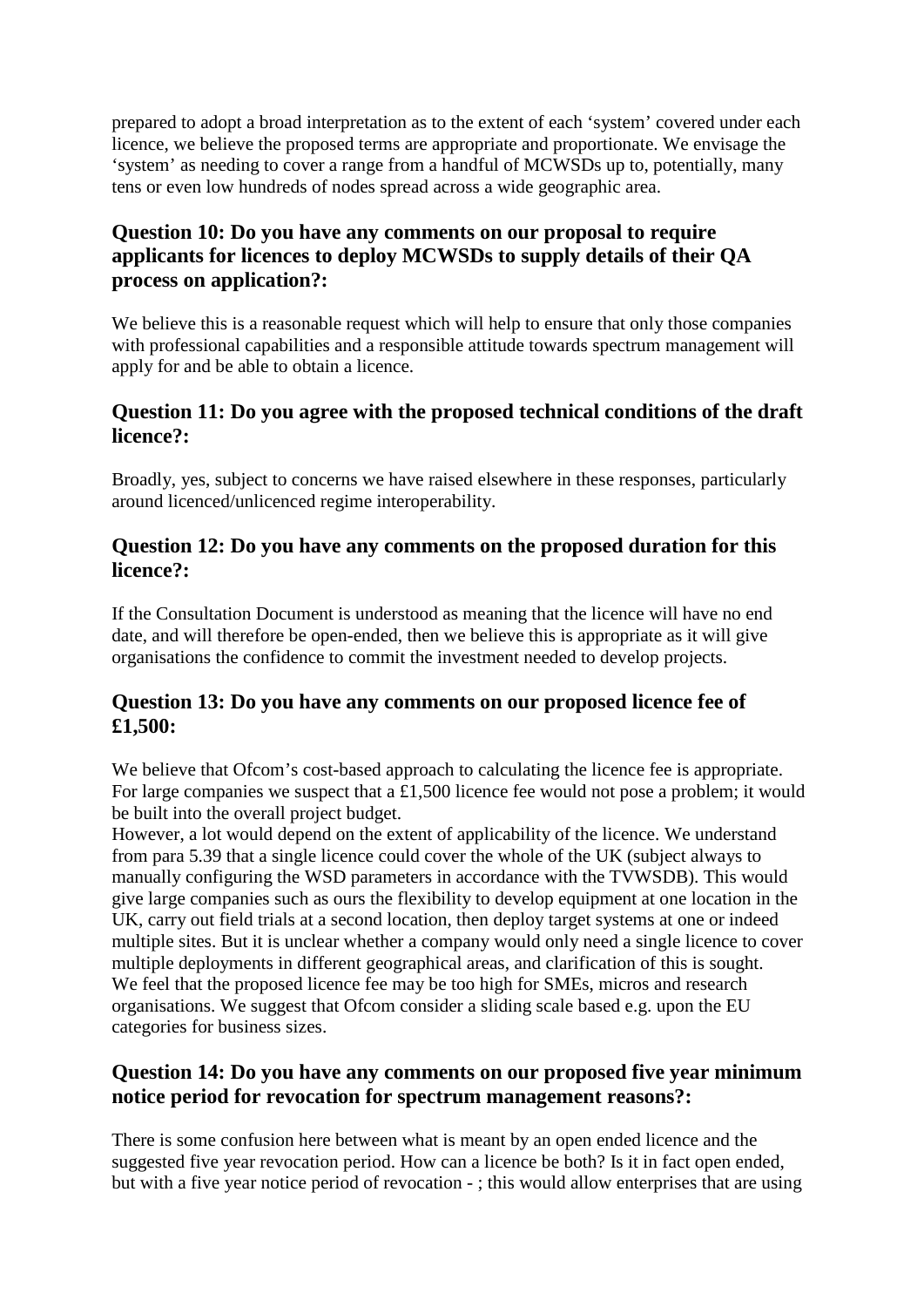prepared to adopt a broad interpretation as to the extent of each 'system' covered under each licence, we believe the proposed terms are appropriate and proportionate. We envisage the 'system' as needing to cover a range from a handful of MCWSDs up to, potentially, many tens or even low hundreds of nodes spread across a wide geographic area.

### Question 10: Do you have any comments on our proposal to require applicants for licences to deploy MCWSDs to supply details of their QA process on application?:

We believe this is a reasonable request which will help to ensure that only those companies with professional capabilities and a responsible attitude towards spectrum management will apply for and be able to obtain a licence.

### Question 11: Do you agree with the proposed technical conditions of the draft licence?:

Broadly, yes, subject to concerns we have raised elsewhere in these responses, particularly around licenced/unlicenced regime interoperability.

### Question 12: Do you have any comments on the proposed duration for this licence?:

If the Consultation Document is understood as meaning that the licence will have no end date, and will therefore be open-ended, then we believe this is appropriate as it will give organisations the confidence to commit the investment needed to develop projects.

### Question 13: Do you have any comments on our proposed licence fee of £1,500:

We believe that Ofcom's cost-based approach to calculating the licence fee is appropriate. For large companies we suspect that a £1,500 licence fee would not pose a problem; it would be built into the overall project budget.

However, a lot would depend on the extent of applicability of the licence. We understand from para 5.39 that a single licence could cover the whole of the UK (subject always to manually configuring the WSD parameters in accordance with the TVWSDB). This would give large companies such as ours the flexibility to develop equipment at one location in the UK, carry out field trials at a second location, then deploy target systems at one or indeed multiple sites. But it is unclear whether a company would only need a single licence to cover multiple deployments in different geographical areas, and clarification of this is sought.

We feel that the proposed licence fee may be too high for SMEs, micros and research organisations. We suggest that Ofcom consider a sliding scale based e.g. upon the EU categories for business sizes.

### Question 14: Do you have any comments on our proposed five year minimum notice period for revocation for spectrum management reasons?:

There is some confusion here between what is meant by an open ended licence and the suggested five year revocation period. How can a licence be both? Is it in fact open ended, but with a five year notice period of revocation - ; this would allow enterprises that are using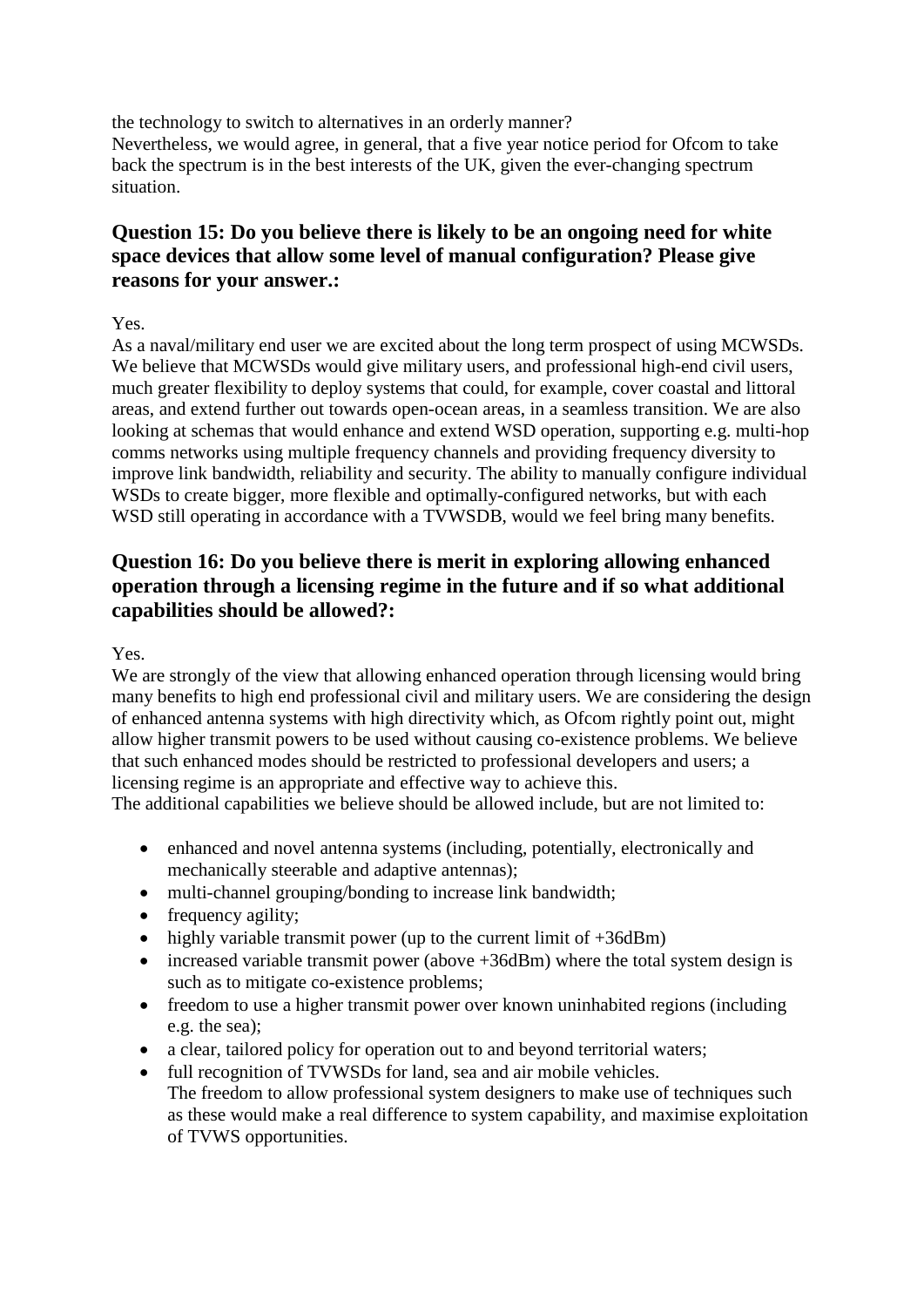the technology to switch to alternatives in an orderly manner?
Nevertheless, we would agree, in general, that a five year notice period for Ofcom to take back the spectrum is in the best interests of the UK, given the ever-changing spectrum situation.

## Question 15: Do you believe there is likely to be an ongoing need for white space devices that allow some level of manual configuration? Please give reasons for your answer.:

Yes.
As a naval/military end user we are excited about the long term prospect of using MCWSDs. We believe that MCWSDs would give military users, and professional high-end civil users, much greater flexibility to deploy systems that could, for example, cover coastal and littoral areas, and extend further out towards open-ocean areas, in a seamless transition. We are also looking at schemas that would enhance and extend WSD operation, supporting e.g. multi-hop comms networks using multiple frequency channels and providing frequency diversity to improve link bandwidth, reliability and security. The ability to manually configure individual WSDs to create bigger, more flexible and optimally-configured networks, but with each WSD still operating in accordance with a TVWSDB, would we feel bring many benefits.

## Question 16: Do you believe there is merit in exploring allowing enhanced operation through a licensing regime in the future and if so what additional capabilities should be allowed?:

Yes.
We are strongly of the view that allowing enhanced operation through licensing would bring many benefits to high end professional civil and military users. We are considering the design of enhanced antenna systems with high directivity which, as Ofcom rightly point out, might allow higher transmit powers to be used without causing co-existence problems. We believe that such enhanced modes should be restricted to professional developers and users; a licensing regime is an appropriate and effective way to achieve this.
The additional capabilities we believe should be allowed include, but are not limited to:

- enhanced and novel antenna systems (including, potentially, electronically and mechanically steerable and adaptive antennas);
- multi-channel grouping/bonding to increase link bandwidth;
- frequency agility;
- highly variable transmit power (up to the current limit of +36dBm)
- increased variable transmit power (above +36dBm) where the total system design is such as to mitigate co-existence problems;
- freedom to use a higher transmit power over known uninhabited regions (including e.g. the sea);
- a clear, tailored policy for operation out to and beyond territorial waters;
- full recognition of TVWSDs for land, sea and air mobile vehicles.
  The freedom to allow professional system designers to make use of techniques such as these would make a real difference to system capability, and maximise exploitation of TVWS opportunities.